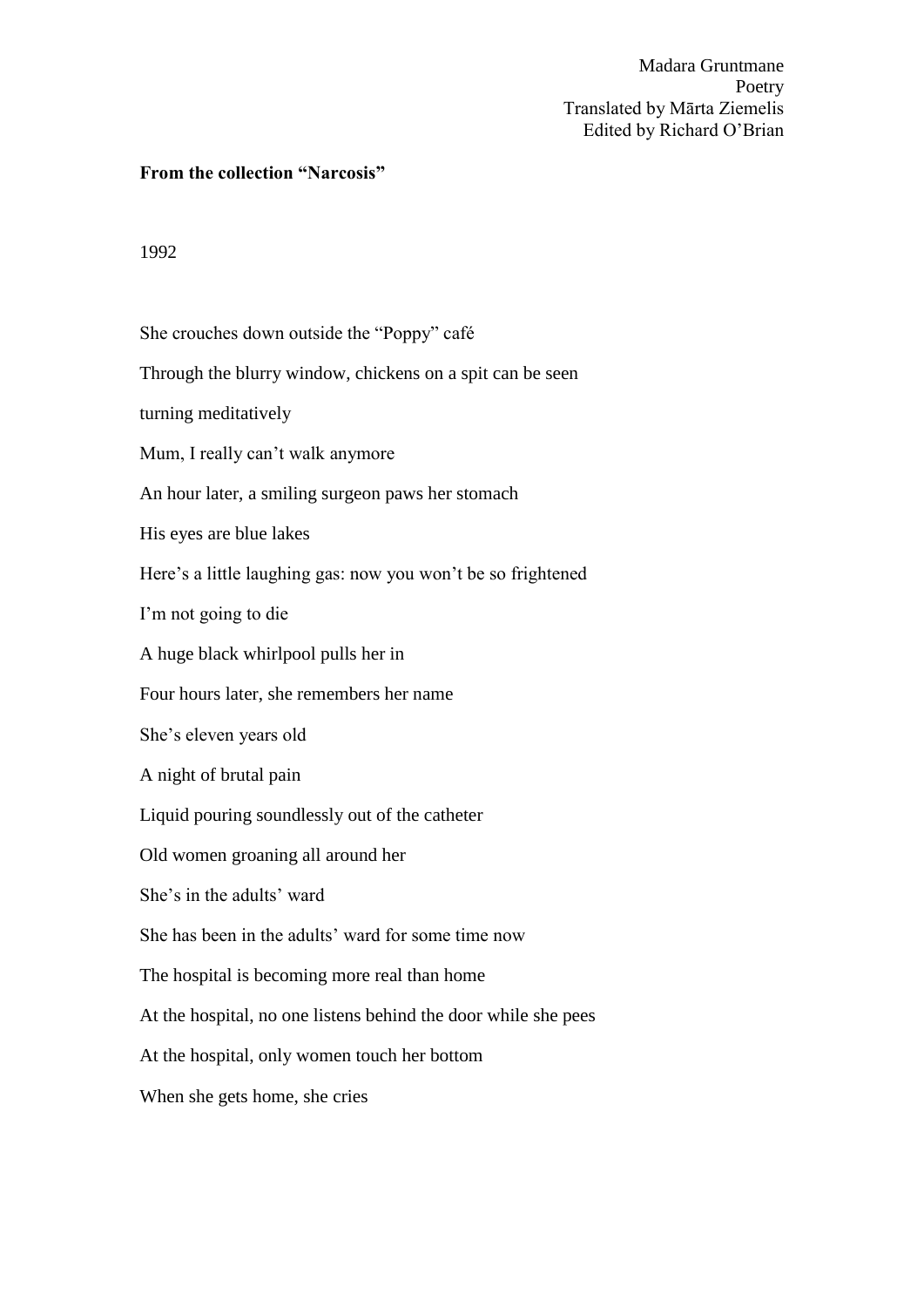Madara Gruntmane
Poetry
Translated by Mārta Ziemelis
Edited by Richard O'Brian

**From the collection "Narcosis"**

1992

She crouches down outside the "Poppy" café

Through the blurry window, chickens on a spit can be seen

turning meditatively

Mum, I really can't walk anymore

An hour later, a smiling surgeon paws her stomach

His eyes are blue lakes

Here's a little laughing gas: now you won't be so frightened

I'm not going to die

A huge black whirlpool pulls her in

Four hours later, she remembers her name

She's eleven years old

A night of brutal pain

Liquid pouring soundlessly out of the catheter

Old women groaning all around her

She's in the adults' ward

She has been in the adults' ward for some time now

The hospital is becoming more real than home

At the hospital, no one listens behind the door while she pees

At the hospital, only women touch her bottom

When she gets home, she cries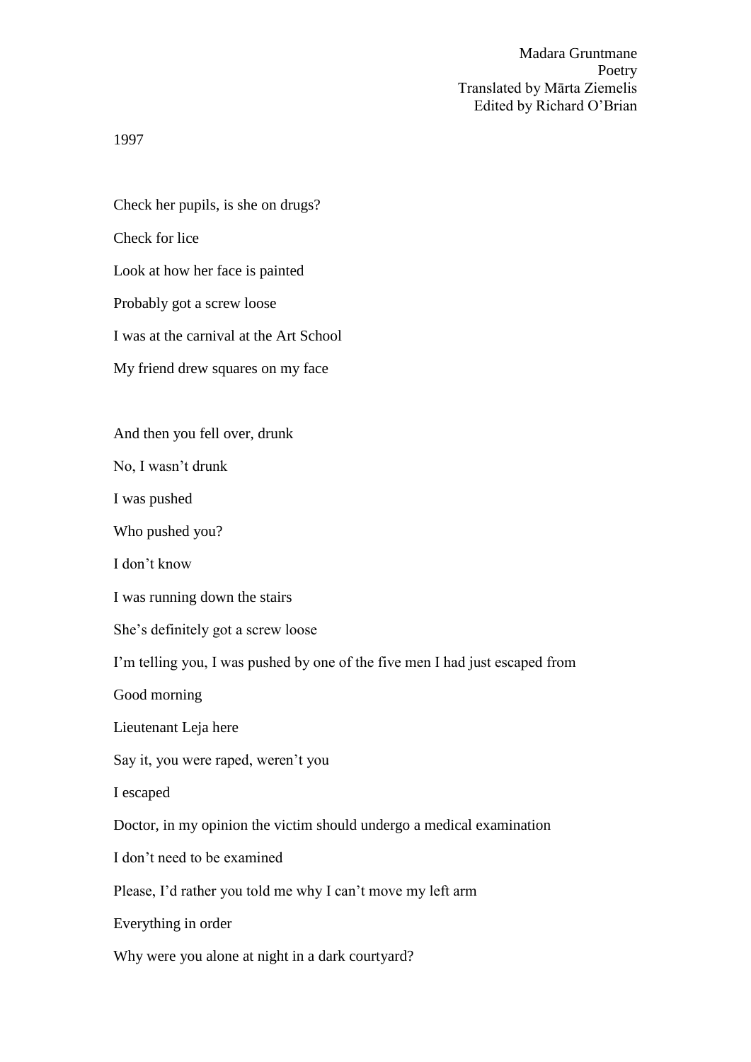Madara Gruntmane
Poetry
Translated by Mārta Ziemelis
Edited by Richard O'Brian

1997

Check her pupils, is she on drugs?

Check for lice

Look at how her face is painted

Probably got a screw loose

I was at the carnival at the Art School

My friend drew squares on my face

And then you fell over, drunk

No, I wasn't drunk

I was pushed

Who pushed you?

I don't know

I was running down the stairs

She's definitely got a screw loose

I'm telling you, I was pushed by one of the five men I had just escaped from

Good morning

Lieutenant Leja here

Say it, you were raped, weren't you

I escaped

Doctor, in my opinion the victim should undergo a medical examination

I don't need to be examined

Please, I'd rather you told me why I can't move my left arm

Everything in order

Why were you alone at night in a dark courtyard?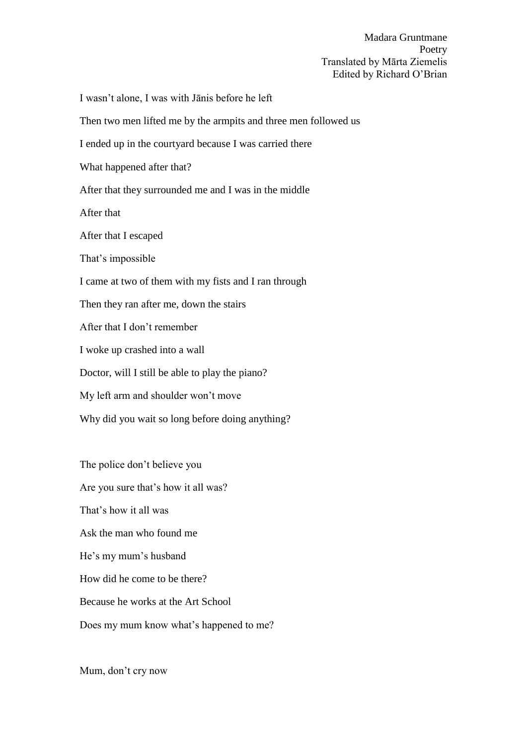I wasn't alone, I was with Jānis before he left  
Then two men lifted me by the armpits and three men followed us  
I ended up in the courtyard because I was carried there  
What happened after that?  
After that they surrounded me and I was in the middle  
After that  
After that I escaped  
That's impossible  
I came at two of them with my fists and I ran through  
Then they ran after me, down the stairs  
After that I don't remember  
I woke up crashed into a wall  
Doctor, will I still be able to play the piano?  
My left arm and shoulder won't move  
Why did you wait so long before doing anything?

The police don't believe you  
Are you sure that's how it all was?  
That's how it all was  
Ask the man who found me  
He's my mum's husband  
How did he come to be there?  
Because he works at the Art School  
Does my mum know what's happened to me?

Mum, don't cry now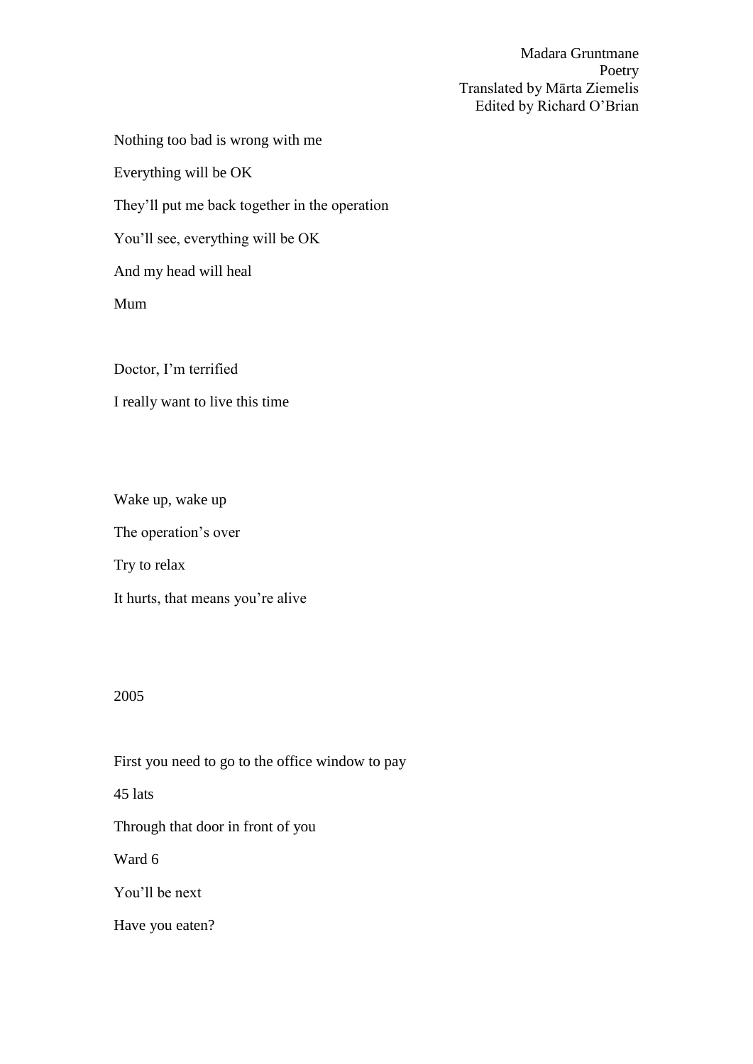Madara Gruntmane
Poetry
Translated by Mārta Ziemelis
Edited by Richard O'Brian

Nothing too bad is wrong with me

Everything will be OK

They'll put me back together in the operation

You'll see, everything will be OK

And my head will heal

Mum

Doctor, I'm terrified

I really want to live this time

Wake up, wake up

The operation's over

Try to relax

It hurts, that means you're alive

2005

First you need to go to the office window to pay

45 lats

Through that door in front of you

Ward 6

You'll be next

Have you eaten?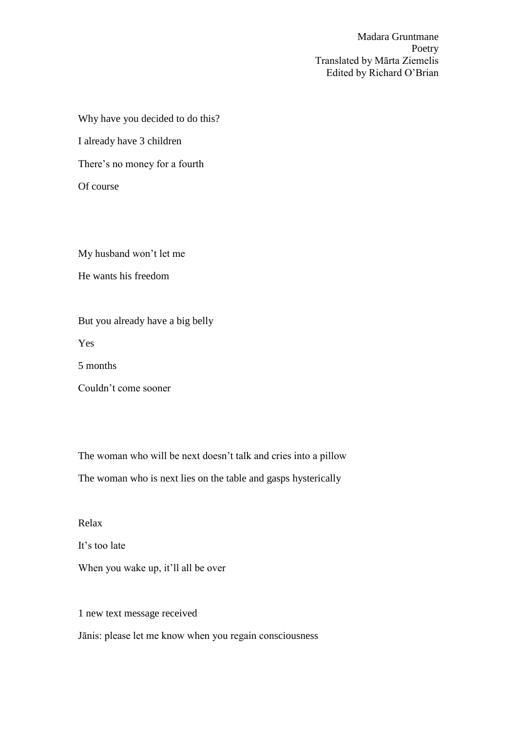Madara Gruntmane
Poetry
Translated by Mārta Ziemelis
Edited by Richard O'Brian

Why have you decided to do this?

I already have 3 children

There's no money for a fourth

Of course

My husband won't let me

He wants his freedom

But you already have a big belly

Yes

5 months

Couldn't come sooner

The woman who will be next doesn't talk and cries into a pillow

The woman who is next lies on the table and gasps hysterically

Relax

It's too late

When you wake up, it'll all be over

1 new text message received

Jānis: please let me know when you regain consciousness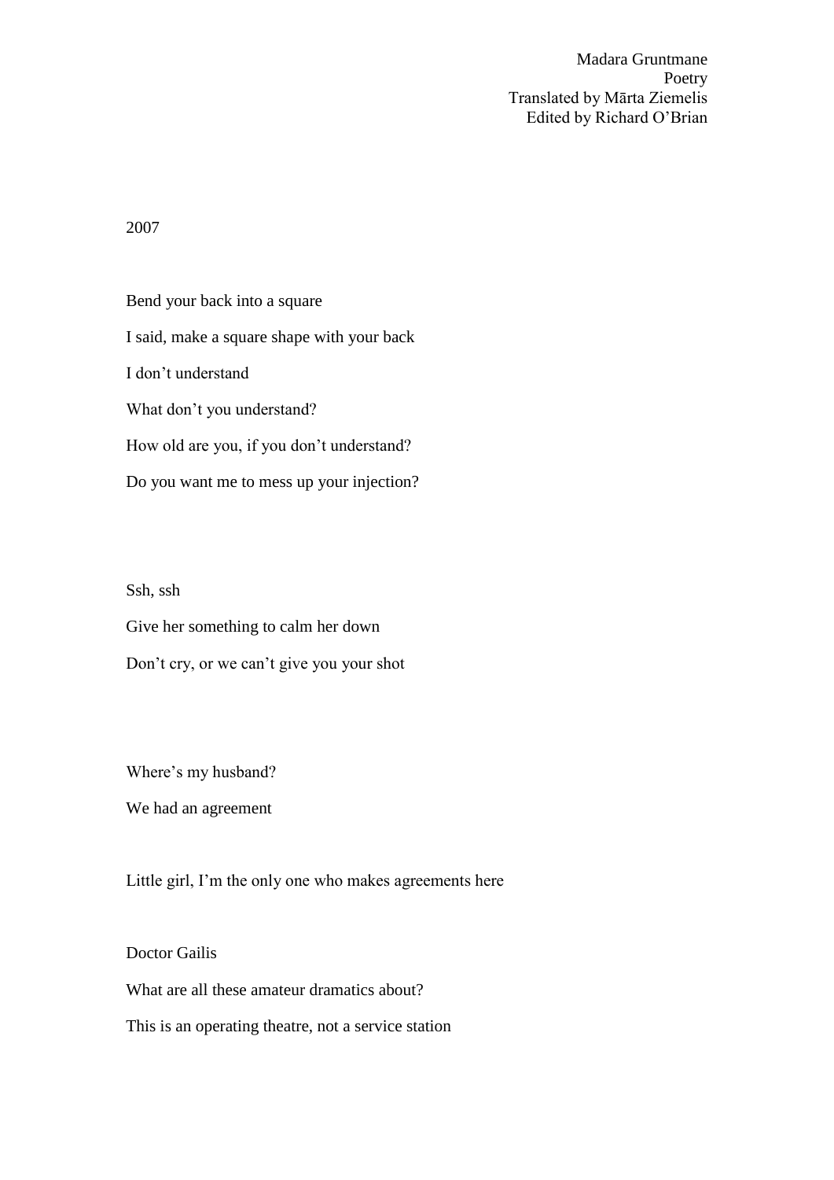Madara Gruntmane
Poetry
Translated by Mārta Ziemelis
Edited by Richard O'Brian

2007

Bend your back into a square

I said, make a square shape with your back

I don't understand

What don't you understand?

How old are you, if you don't understand?

Do you want me to mess up your injection?

Ssh, ssh

Give her something to calm her down

Don't cry, or we can't give you your shot

Where's my husband?

We had an agreement

Little girl, I'm the only one who makes agreements here

Doctor Gailis

What are all these amateur dramatics about?

This is an operating theatre, not a service station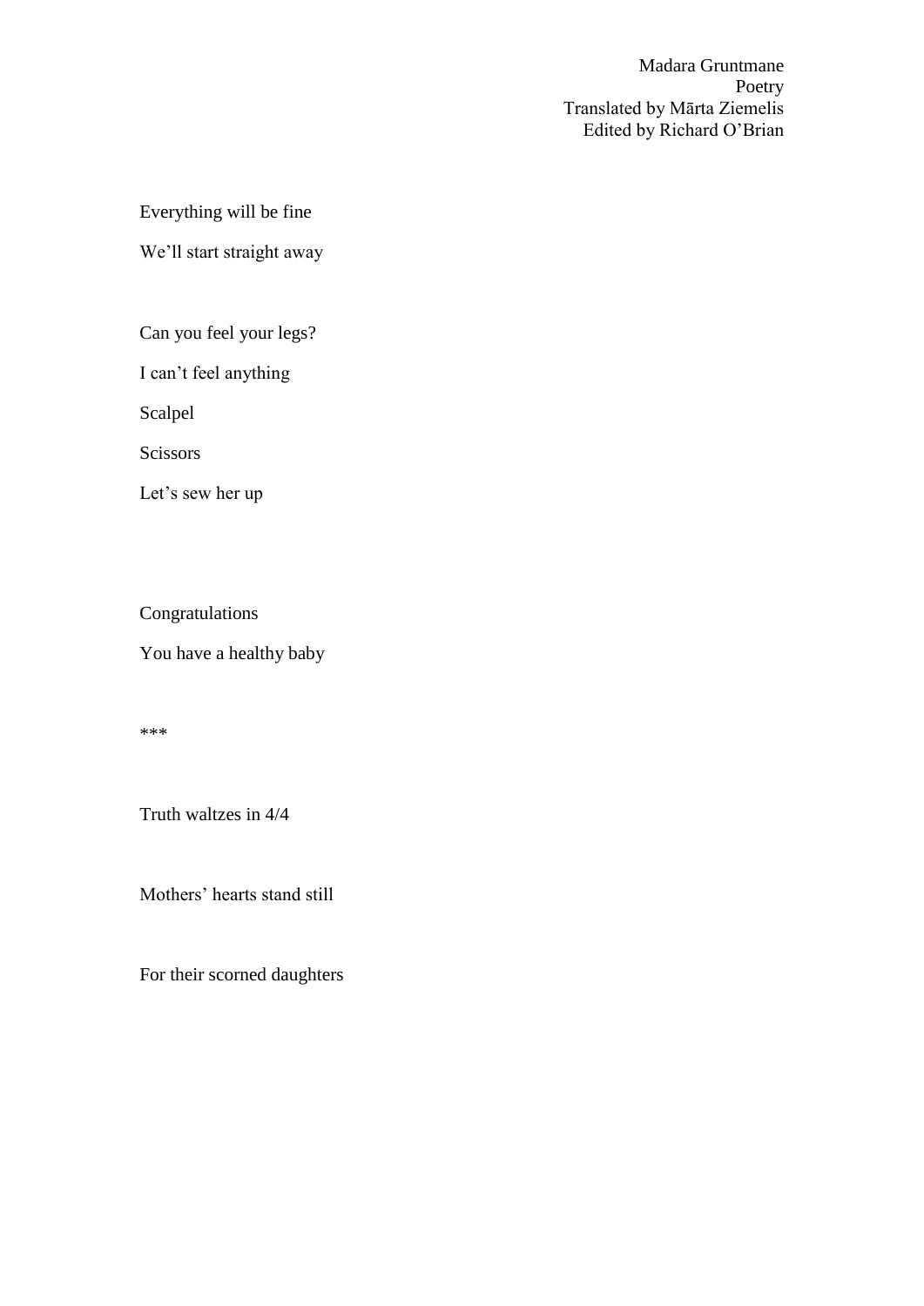Everything will be fine

We'll start straight away

Can you feel your legs?

I can't feel anything

Scalpel

Scissors

Let's sew her up

Congratulations

You have a healthy baby

***

Truth waltzes in 4/4

Mothers' hearts stand still

For their scorned daughters